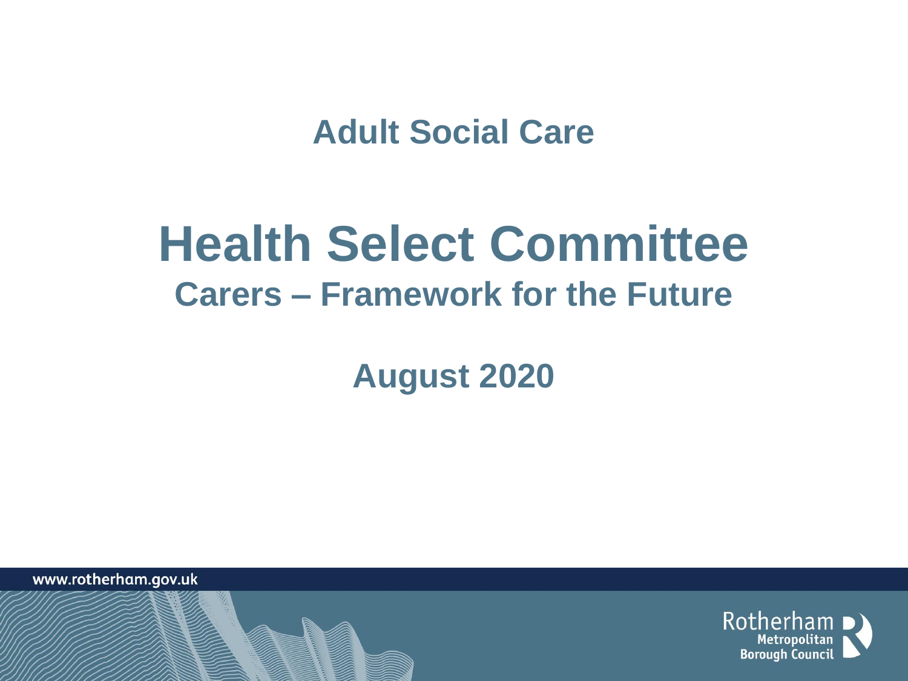## Adult Social Care

# Health Select Committee

## Carers – Framework for the Future

## August 2020

www.rotherham.gov.uk

Rotherham Metropolitan Borough Council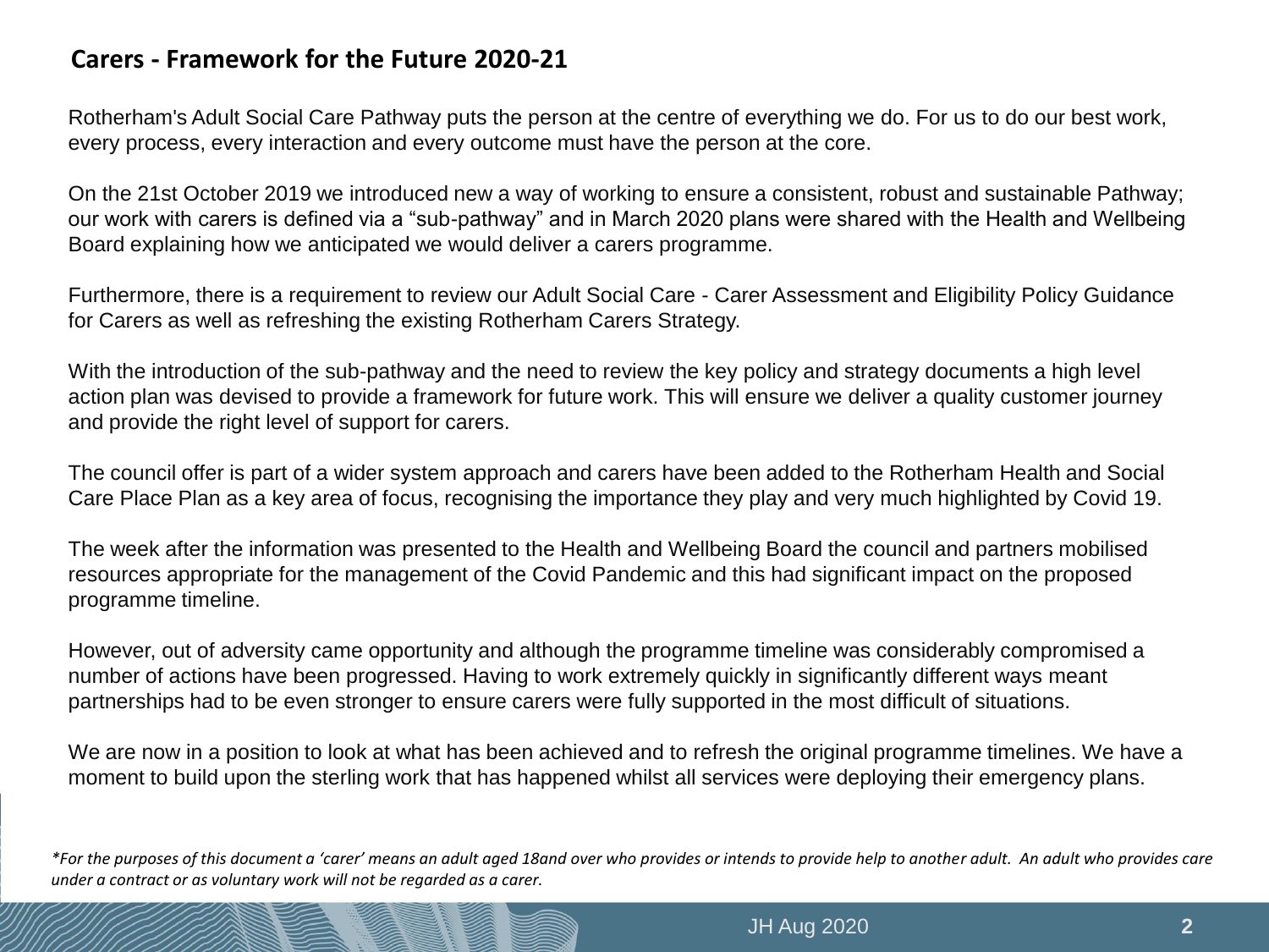## Carers - Framework for the Future 2020-21

Rotherham's Adult Social Care Pathway puts the person at the centre of everything we do. For us to do our best work, every process, every interaction and every outcome must have the person at the core.

On the 21st October 2019 we introduced new a way of working to ensure a consistent, robust and sustainable Pathway; our work with carers is defined via a "sub-pathway" and in March 2020 plans were shared with the Health and Wellbeing Board explaining how we anticipated we would deliver a carers programme.

Furthermore, there is a requirement to review our Adult Social Care - Carer Assessment and Eligibility Policy Guidance for Carers as well as refreshing the existing Rotherham Carers Strategy.

With the introduction of the sub-pathway and the need to review the key policy and strategy documents a high level action plan was devised to provide a framework for future work. This will ensure we deliver a quality customer journey and provide the right level of support for carers.

The council offer is part of a wider system approach and carers have been added to the Rotherham Health and Social Care Place Plan as a key area of focus, recognising the importance they play and very much highlighted by Covid 19.

The week after the information was presented to the Health and Wellbeing Board the council and partners mobilised resources appropriate for the management of the Covid Pandemic and this had significant impact on the proposed programme timeline.

However, out of adversity came opportunity and although the programme timeline was considerably compromised a number of actions have been progressed. Having to work extremely quickly in significantly different ways meant partnerships had to be even stronger to ensure carers were fully supported in the most difficult of situations.

We are now in a position to look at what has been achieved and to refresh the original programme timelines. We have a moment to build upon the sterling work that has happened whilst all services were deploying their emergency plans.

*\*For the purposes of this document a 'carer' means an adult aged 18and over who provides or intends to provide help to another adult. An adult who provides care under a contract or as voluntary work will not be regarded as a carer.*

JH Aug 2020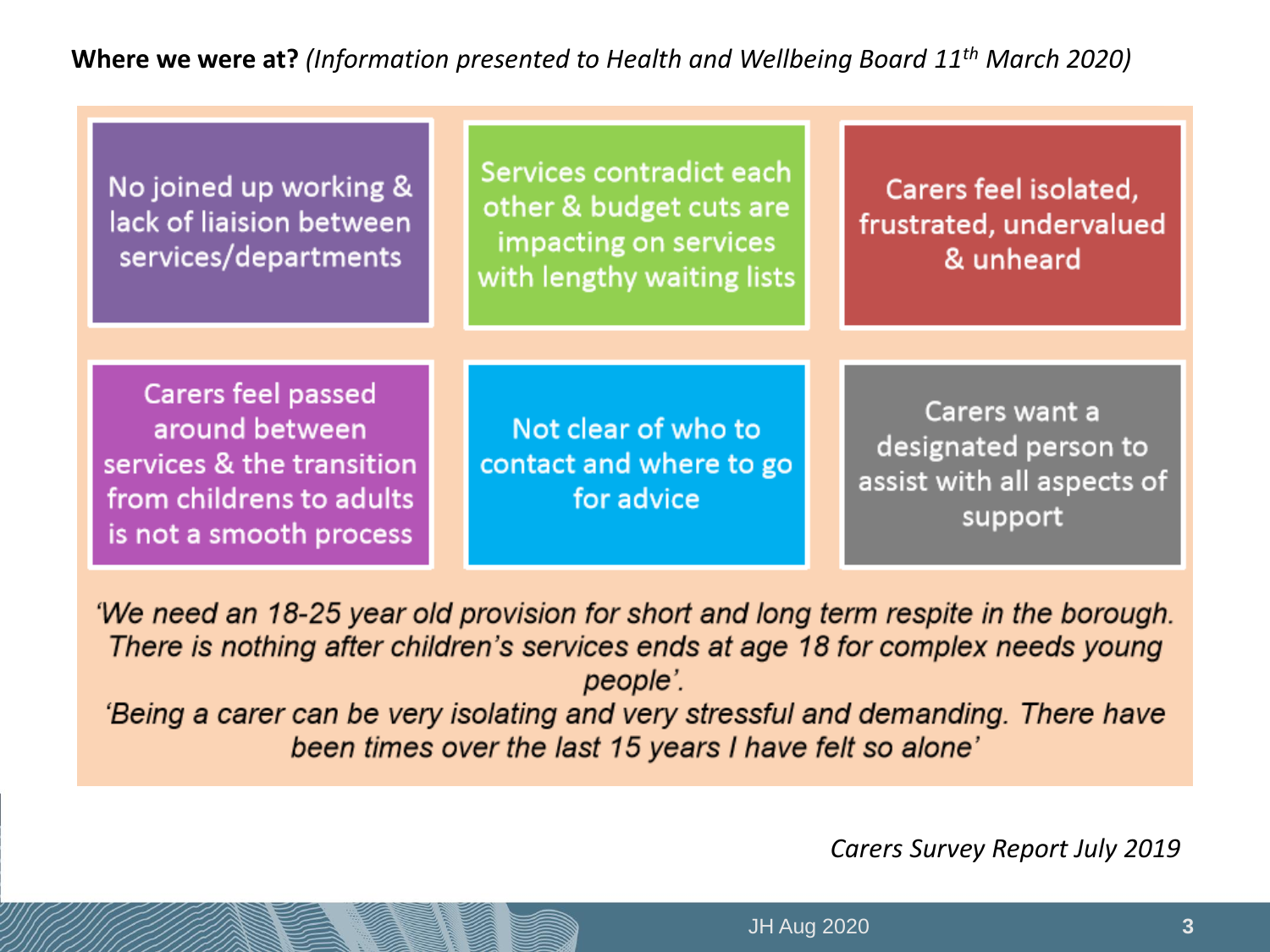**Where we were at?** *(Information presented to Health and Wellbeing Board 11th March 2020)*

- No joined up working & lack of liaision between services/departments
- Services contradict each other & budget cuts are impacting on services with lengthy waiting lists
- Carers feel isolated, frustrated, undervalued & unheard
- Carers feel passed around between services & the transition from childrens to adults is not a smooth process
- Not clear of who to contact and where to go for advice
- Carers want a designated person to assist with all aspects of support

*'We need an 18-25 year old provision for short and long term respite in the borough. There is nothing after children's services ends at age 18 for complex needs young people'.*

*'Being a carer can be very isolating and very stressful and demanding. There have been times over the last 15 years I have felt so alone'*

*Carers Survey Report July 2019*

JH Aug 2020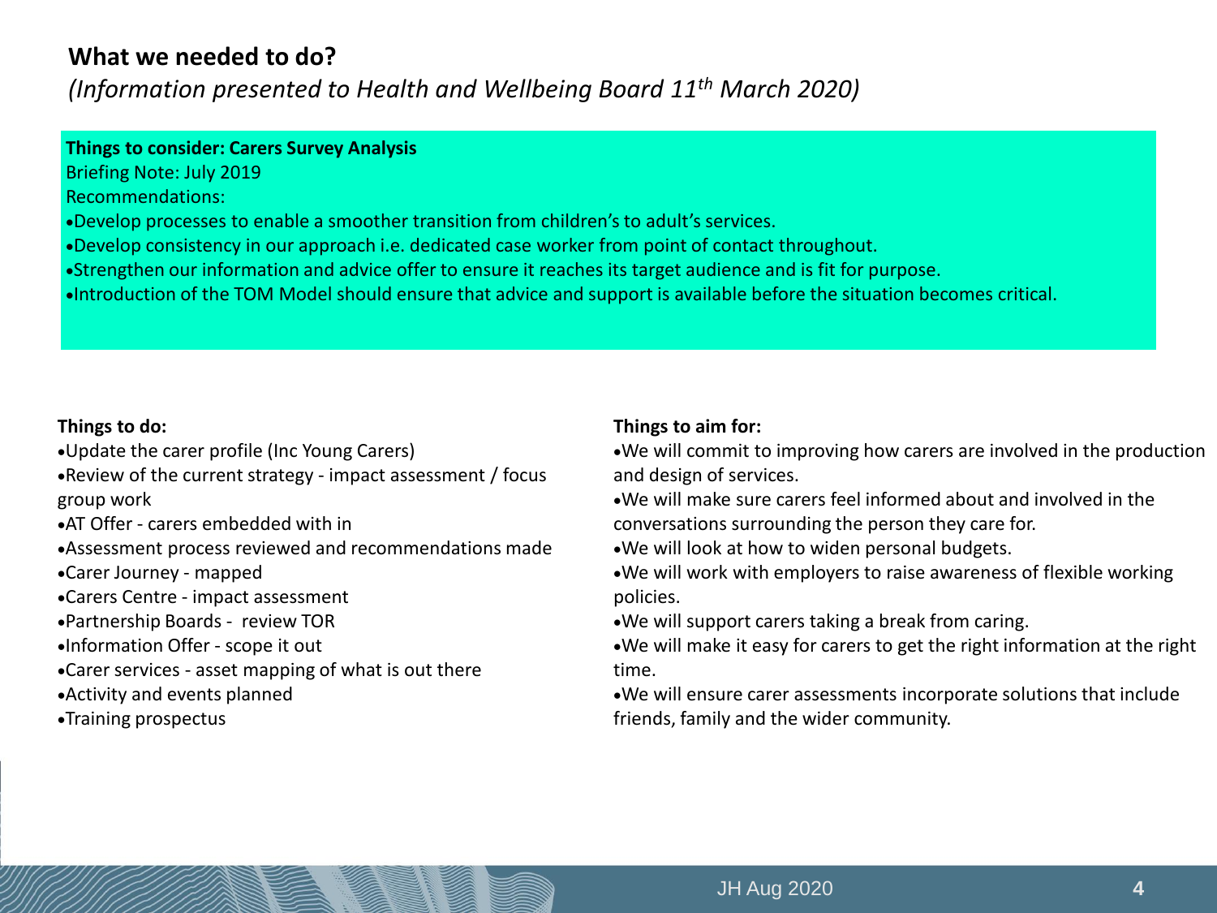## What we needed to do?

*(Information presented to Health and Wellbeing Board 11th March 2020)*

**Things to consider: Carers Survey Analysis**

Briefing Note: July 2019

Recommendations:

- Develop processes to enable a smoother transition from children's to adult's services.
- Develop consistency in our approach i.e. dedicated case worker from point of contact throughout.
- Strengthen our information and advice offer to ensure it reaches its target audience and is fit for purpose.
- Introduction of the TOM Model should ensure that advice and support is available before the situation becomes critical.

**Things to do:**

- Update the carer profile (Inc Young Carers)
- Review of the current strategy - impact assessment / focus group work
- AT Offer - carers embedded with in
- Assessment process reviewed and recommendations made
- Carer Journey - mapped
- Carers Centre - impact assessment
- Partnership Boards - review TOR
- Information Offer - scope it out
- Carer services - asset mapping of what is out there
- Activity and events planned
- Training prospectus

**Things to aim for:**

- We will commit to improving how carers are involved in the production and design of services.
- We will make sure carers feel informed about and involved in the conversations surrounding the person they care for.
- We will look at how to widen personal budgets.
- We will work with employers to raise awareness of flexible working policies.
- We will support carers taking a break from caring.
- We will make it easy for carers to get the right information at the right time.
- We will ensure carer assessments incorporate solutions that include friends, family and the wider community.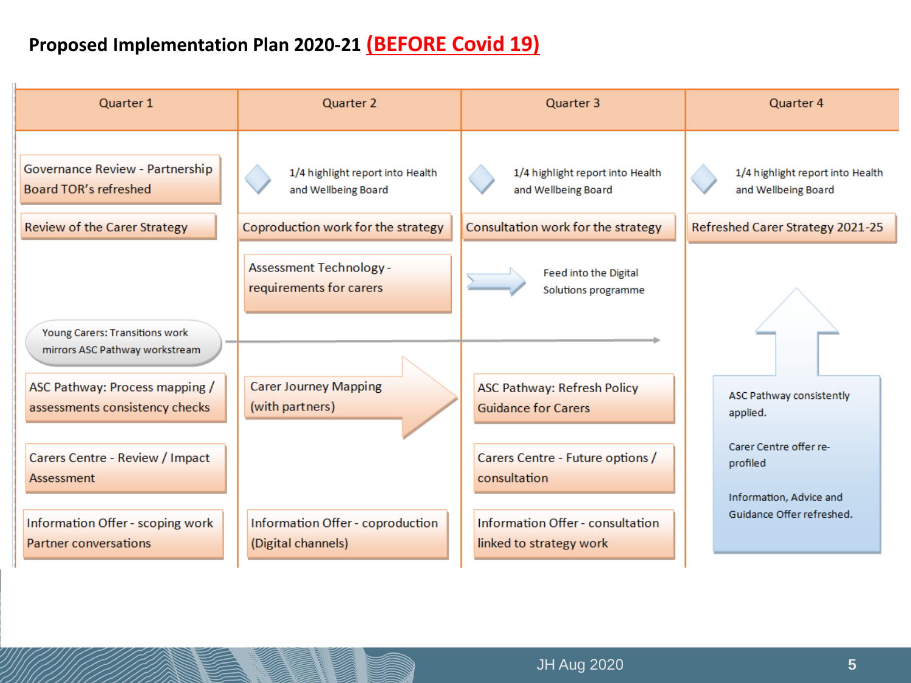# Proposed Implementation Plan 2020-21 **(BEFORE Covid 19)**

| Quarter 1 | Quarter 2 | Quarter 3 | Quarter 4 |
|---|---|---|---|
| Governance Review - Partnership Board TOR's refreshed | 1/4 highlight report into Health and Wellbeing Board | 1/4 highlight report into Health and Wellbeing Board | 1/4 highlight report into Health and Wellbeing Board |
| Review of the Carer Strategy | Coproduction work for the strategy | Consultation work for the strategy | Refreshed Carer Strategy 2021-25 |
| | Assessment Technology - requirements for carers | → Feed into the Digital Solutions programme | |
| Young Carers: Transitions work mirrors ASC Pathway workstream → | → | → | |
| ASC Pathway: Process mapping / assessments consistency checks | Carer Journey Mapping (with partners) → | ASC Pathway: Refresh Policy Guidance for Carers | ASC Pathway consistently applied. |
| Carers Centre - Review / Impact Assessment | | Carers Centre - Future options / consultation | Carer Centre offer re-profiled |
| Information Offer - scoping work Partner conversations | Information Offer - coproduction (Digital channels) | Information Offer - consultation linked to strategy work | Information, Advice and Guidance Offer refreshed. |

JH Aug 2020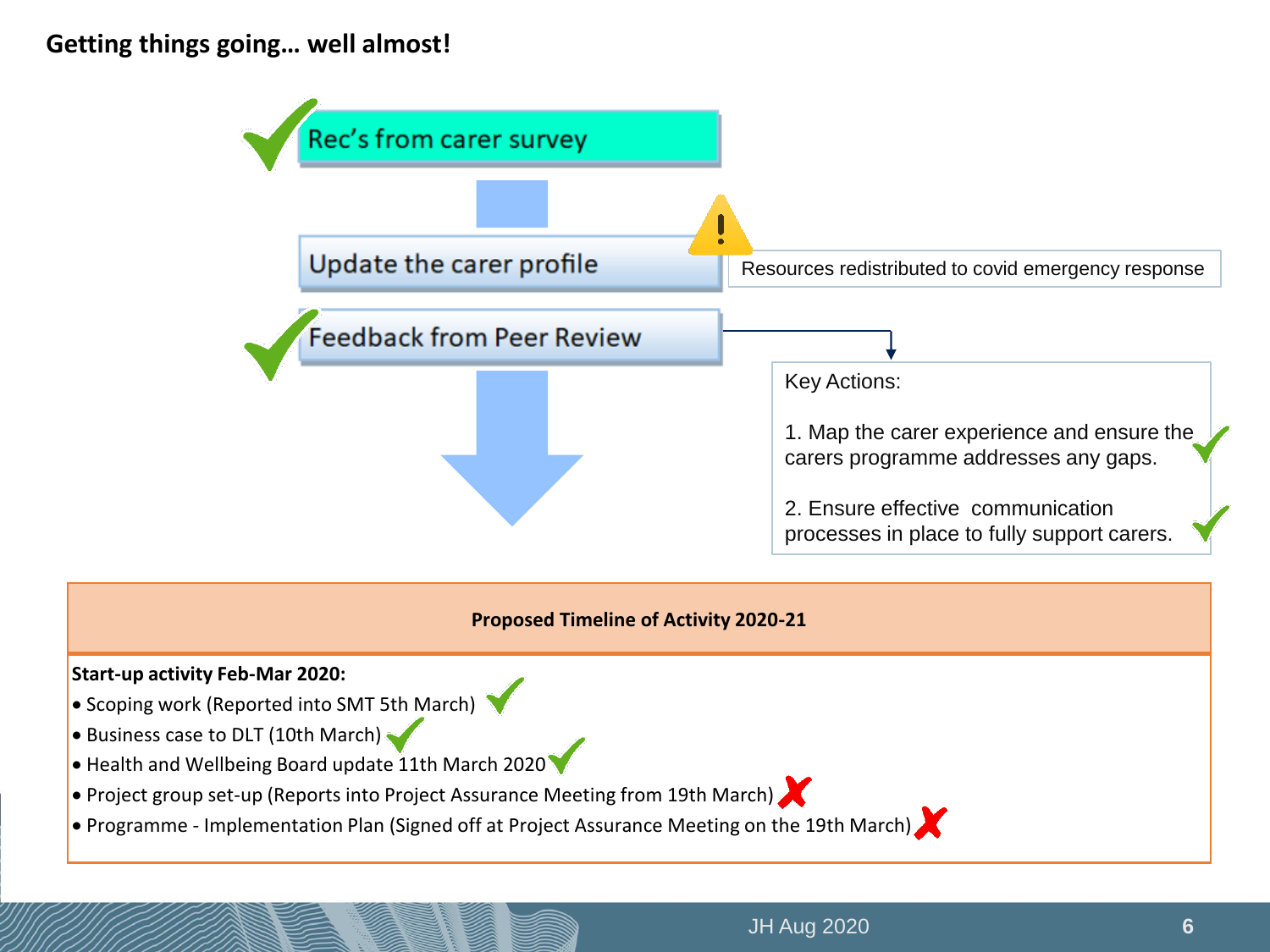## Getting things going… well almost!

- ✓ Rec's from carer survey
- Update the carer profile — ⚠ Resources redistributed to covid emergency response
- ✓ Feedback from Peer Review

Key Actions:

1. Map the carer experience and ensure the carers programme addresses any gaps. ✓
2. Ensure effective communication processes in place to fully support carers. ✓

| **Proposed Timeline of Activity 2020-21** |
| --- |
| **Start-up activity Feb-Mar 2020:**<br>• Scoping work (Reported into SMT 5th March) ✓<br>• Business case to DLT (10th March) ✓<br>• Health and Wellbeing Board update 11th March 2020 ✓<br>• Project group set-up (Reports into Project Assurance Meeting from 19th March) ✗<br>• Programme - Implementation Plan (Signed off at Project Assurance Meeting on the 19th March) ✗ |

JH Aug 2020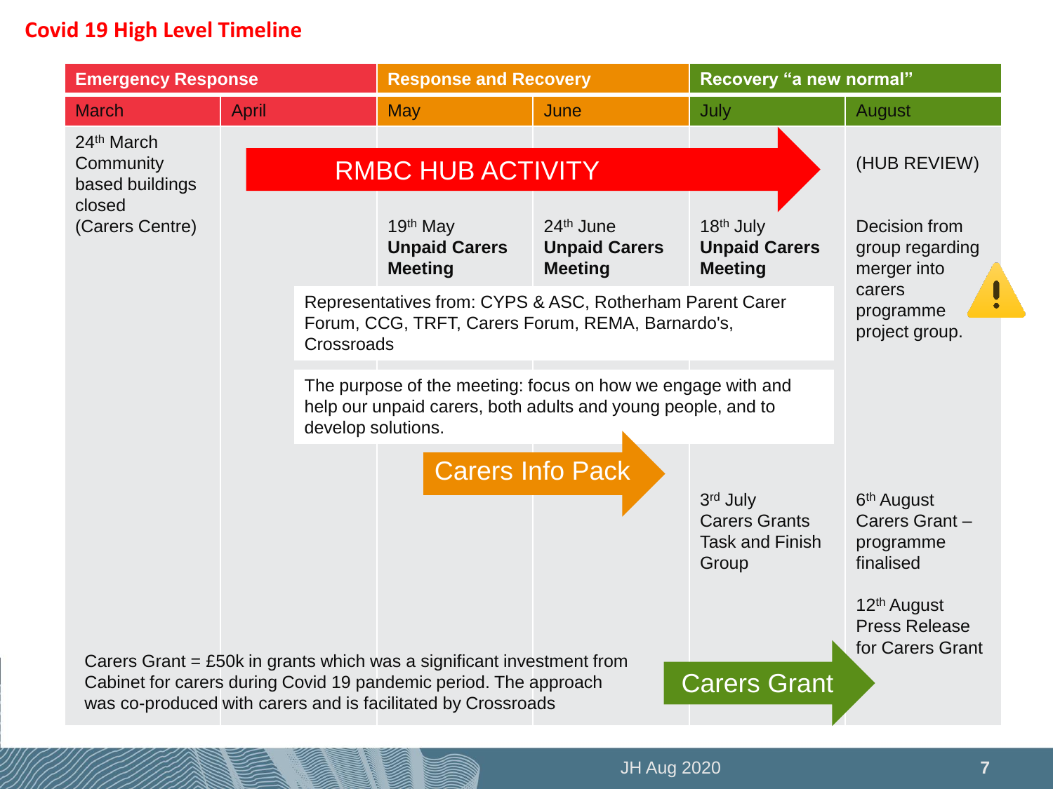# Covid 19 High Level Timeline

| Emergency Response | | Response and Recovery | | Recovery "a new normal" | |
|---|---|---|---|---|---|
| March | April | May | June | July | August |
| 24th March Community based buildings closed (Carers Centre) | | | | | |

**RMBC HUB ACTIVITY** (April – July)

(HUB REVIEW) – August

- 19th May **Unpaid Carers Meeting**
- 24th June **Unpaid Carers Meeting**
- 18th July **Unpaid Carers Meeting**
- August: Decision from group regarding merger into carers programme project group.

Representatives from: CYPS & ASC, Rotherham Parent Carer Forum, CCG, TRFT, Carers Forum, REMA, Barnardo's, Crossroads

The purpose of the meeting: focus on how we engage with and help our unpaid carers, both adults and young people, and to develop solutions.

**Carers Info Pack** (May – June)

- 3rd July Carers Grants Task and Finish Group
- 6th August Carers Grant – programme finalised
- 12th August Press Release for Carers Grant

**Carers Grant** (July – August)

Carers Grant = £50k in grants which was a significant investment from Cabinet for carers during Covid 19 pandemic period. The approach was co-produced with carers and is facilitated by Crossroads

JH Aug 2020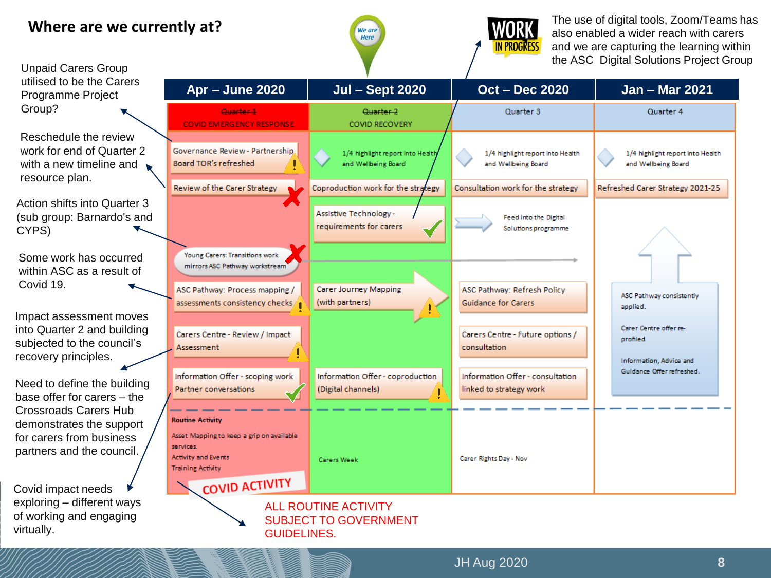# Where are we currently at?

We are Here

WORK IN PROGRESS

The use of digital tools, Zoom/Teams has also enabled a wider reach with carers and we are capturing the learning within the ASC Digital Solutions Project Group

| Apr – June 2020 | Jul – Sept 2020 | Oct – Dec 2020 | Jan – Mar 2021 |
|---|---|---|---|
| ~~Quarter 1~~ COVID EMERGENCY RESPONSE | ~~Quarter 2~~ COVID RECOVERY | Quarter 3 | Quarter 4 |
| Governance Review - Partnership Board TOR's refreshed | 1/4 highlight report into Health and Wellbeing Board | 1/4 highlight report into Health and Wellbeing Board | 1/4 highlight report into Health and Wellbeing Board |
| Review of the Carer Strategy | Coproduction work for the strategy | Consultation work for the strategy | Refreshed Carer Strategy 2021-25 |
| | Assistive Technology - requirements for carers | Feed into the Digital Solutions programme | |
| Young Carers: Transitions work mirrors ASC Pathway workstream | | | |
| ASC Pathway: Process mapping / assessments consistency checks | Carer Journey Mapping (with partners) | ASC Pathway: Refresh Policy Guidance for Carers | ASC Pathway consistently applied. |
| Carers Centre - Review / Impact Assessment | | Carers Centre - Future options / consultation | Carer Centre offer re-profiled |
| Information Offer - scoping work Partner conversations | Information Offer - coproduction (Digital channels) | Information Offer - consultation linked to strategy work | Information, Advice and Guidance Offer refreshed. |
| **Routine Activity** Asset Mapping to keep a grip on available services. Activity and Events Training Activity | Carers Week | Carer Rights Day - Nov | |

COVID ACTIVITY

Unpaid Carers Group utilised to be the Carers Programme Project Group?

Reschedule the review work for end of Quarter 2 with a new timeline and resource plan.

Action shifts into Quarter 3 (sub group: Barnardo's and CYPS)

Some work has occurred within ASC as a result of Covid 19.

Impact assessment moves into Quarter 2 and building subjected to the council's recovery principles.

Need to define the building base offer for carers – the Crossroads Carers Hub demonstrates the support for carers from business partners and the council.

Covid impact needs exploring – different ways of working and engaging virtually.

ALL ROUTINE ACTIVITY SUBJECT TO GOVERNMENT GUIDELINES.

JH Aug 2020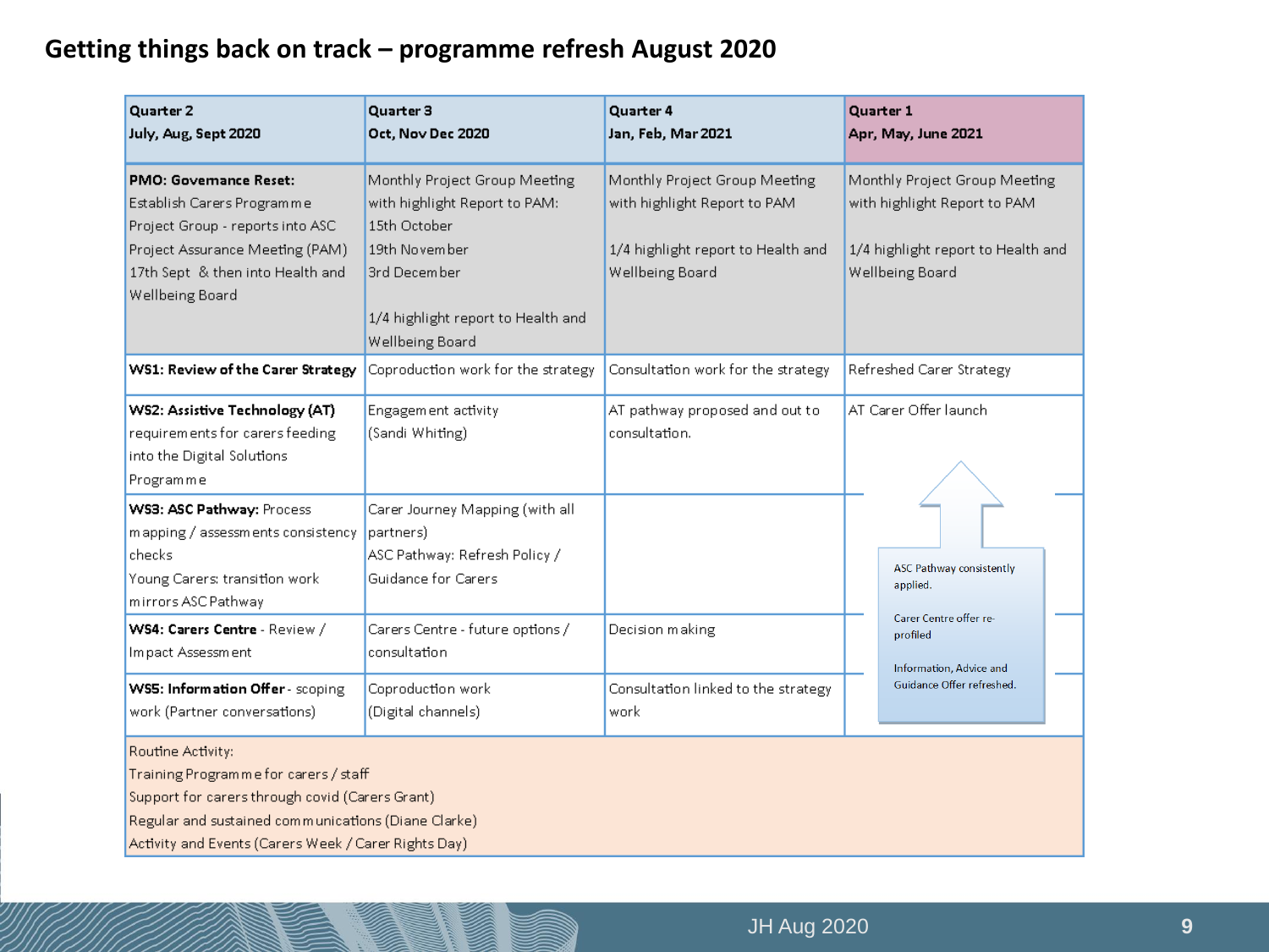# Getting things back on track – programme refresh August 2020

| Quarter 2<br>July, Aug, Sept 2020 | Quarter 3<br>Oct, Nov Dec 2020 | Quarter 4<br>Jan, Feb, Mar 2021 | Quarter 1<br>Apr, May, June 2021 |
|---|---|---|---|
| **PMO: Governance Reset:** Establish Carers Programme Project Group - reports into ASC Project Assurance Meeting (PAM) 17th Sept & then into Health and Wellbeing Board | Monthly Project Group Meeting with highlight Report to PAM: 15th October 19th November 3rd December<br><br>1/4 highlight report to Health and Wellbeing Board | Monthly Project Group Meeting with highlight Report to PAM<br><br>1/4 highlight report to Health and Wellbeing Board | Monthly Project Group Meeting with highlight Report to PAM<br><br>1/4 highlight report to Health and Wellbeing Board |
| **WS1: Review of the Carer Strategy** | Coproduction work for the strategy | Consultation work for the strategy | Refreshed Carer Strategy |
| **WS2: Assistive Technology (AT)** requirements for carers feeding into the Digital Solutions Programme | Engagement activity (Sandi Whiting) | AT pathway proposed and out to consultation. | AT Carer Offer launch |
| **WS3: ASC Pathway:** Process mapping / assessments consistency checks<br>Young Carers: transition work mirrors ASC Pathway | Carer Journey Mapping (with all partners)<br>ASC Pathway: Refresh Policy / Guidance for Carers | | ASC Pathway consistently applied.<br><br>Carer Centre offer re-profiled<br><br>Information, Advice and Guidance Offer refreshed. |
| **WS4: Carers Centre** - Review / Impact Assessment | Carers Centre - future options / consultation | Decision making | |
| **WS5: Information Offer** - scoping work (Partner conversations) | Coproduction work (Digital channels) | Consultation linked to the strategy work | |
| Routine Activity:<br>Training Programme for carers / staff<br>Support for carers through covid (Carers Grant)<br>Regular and sustained communications (Diane Clarke)<br>Activity and Events (Carers Week / Carer Rights Day) | | | |

JH Aug 2020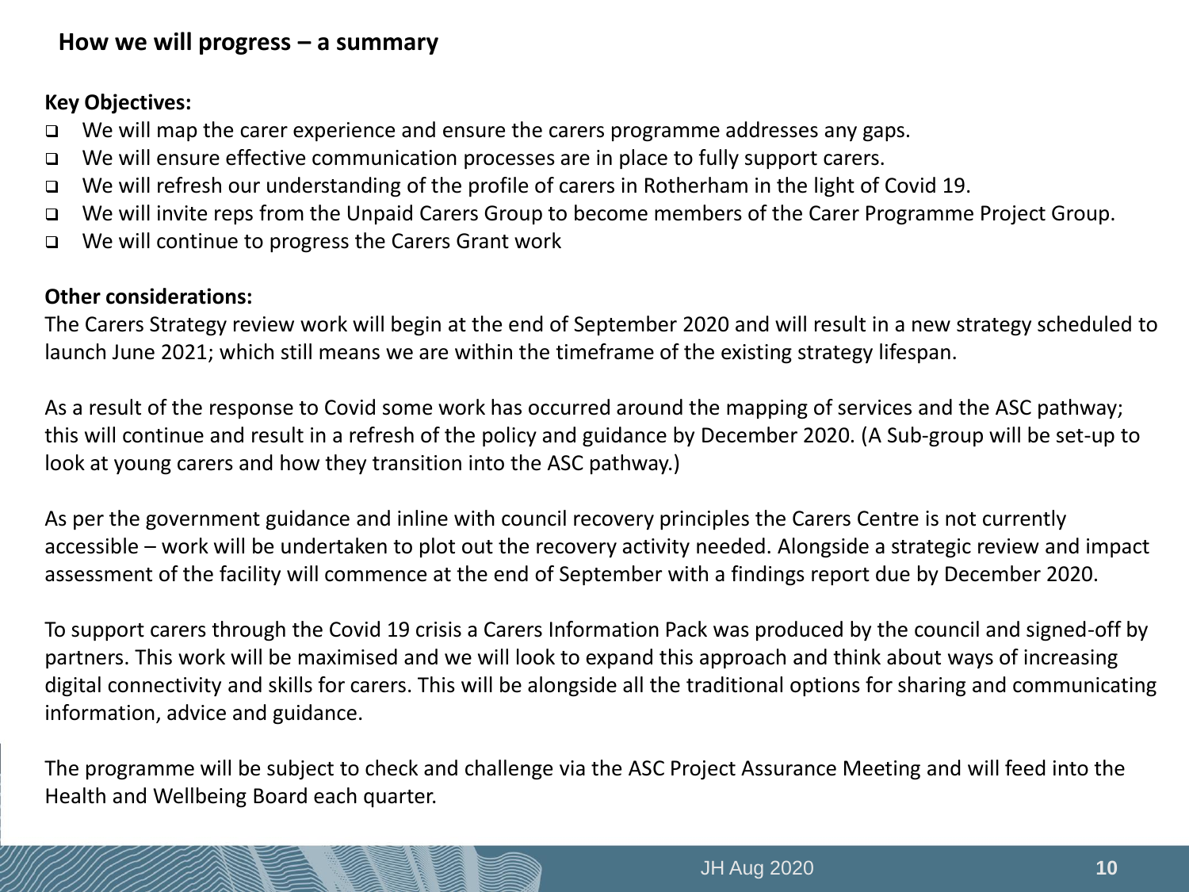## How we will progress – a summary

**Key Objectives:**

- We will map the carer experience and ensure the carers programme addresses any gaps.
- We will ensure effective communication processes are in place to fully support carers.
- We will refresh our understanding of the profile of carers in Rotherham in the light of Covid 19.
- We will invite reps from the Unpaid Carers Group to become members of the Carer Programme Project Group.
- We will continue to progress the Carers Grant work

**Other considerations:**

The Carers Strategy review work will begin at the end of September 2020 and will result in a new strategy scheduled to launch June 2021; which still means we are within the timeframe of the existing strategy lifespan.

As a result of the response to Covid some work has occurred around the mapping of services and the ASC pathway; this will continue and result in a refresh of the policy and guidance by December 2020. (A Sub-group will be set-up to look at young carers and how they transition into the ASC pathway.)

As per the government guidance and inline with council recovery principles the Carers Centre is not currently accessible – work will be undertaken to plot out the recovery activity needed. Alongside a strategic review and impact assessment of the facility will commence at the end of September with a findings report due by December 2020.

To support carers through the Covid 19 crisis a Carers Information Pack was produced by the council and signed-off by partners. This work will be maximised and we will look to expand this approach and think about ways of increasing digital connectivity and skills for carers. This will be alongside all the traditional options for sharing and communicating information, advice and guidance.

The programme will be subject to check and challenge via the ASC Project Assurance Meeting and will feed into the Health and Wellbeing Board each quarter.

JH Aug 2020